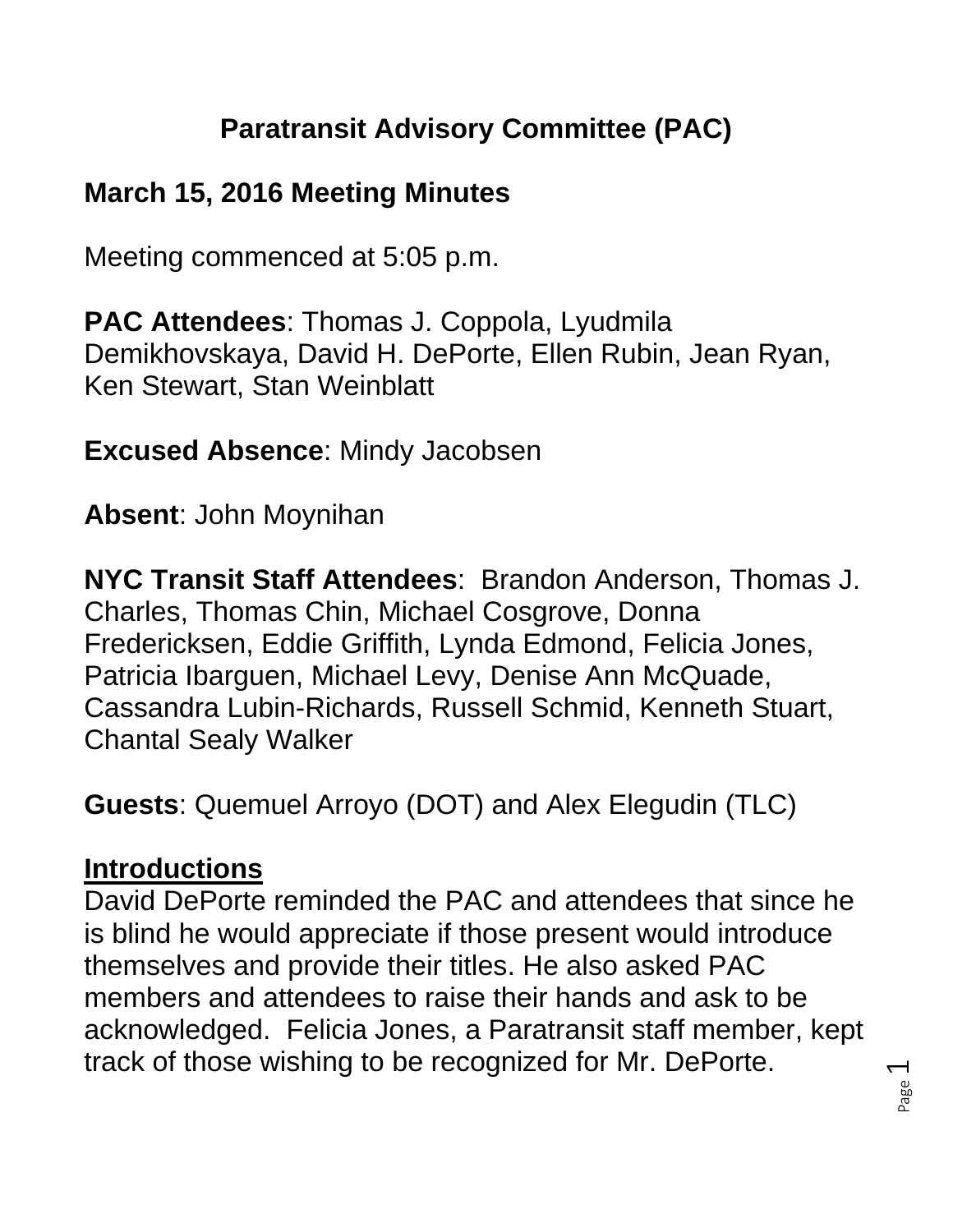# Paratransit Advisory Committee (PAC)

## March 15, 2016 Meeting Minutes

Meeting commenced at 5:05 p.m.

**PAC Attendees**: Thomas J. Coppola, Lyudmila Demikhovskaya, David H. DePorte, Ellen Rubin, Jean Ryan, Ken Stewart, Stan Weinblatt

**Excused Absence**: Mindy Jacobsen

**Absent**: John Moynihan

**NYC Transit Staff Attendees**: Brandon Anderson, Thomas J. Charles, Thomas Chin, Michael Cosgrove, Donna Fredericksen, Eddie Griffith, Lynda Edmond, Felicia Jones, Patricia Ibarguen, Michael Levy, Denise Ann McQuade, Cassandra Lubin-Richards, Russell Schmid, Kenneth Stuart, Chantal Sealy Walker

**Guests**: Quemuel Arroyo (DOT) and Alex Elegudin (TLC)

**<u>Introductions</u>**

David DePorte reminded the PAC and attendees that since he is blind he would appreciate if those present would introduce themselves and provide their titles. He also asked PAC members and attendees to raise their hands and ask to be acknowledged. Felicia Jones, a Paratransit staff member, kept track of those wishing to be recognized for Mr. DePorte.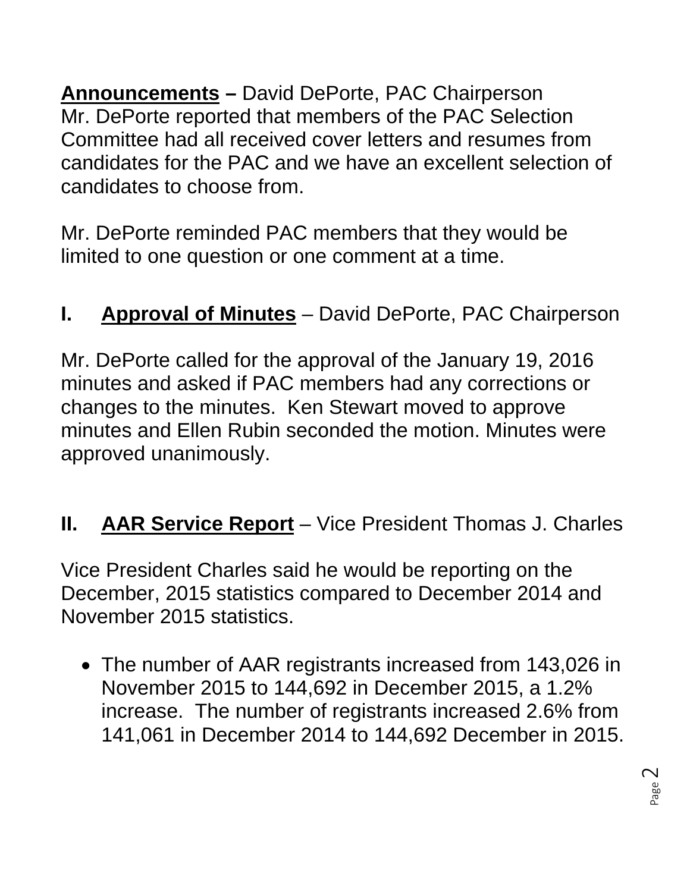**Announcements –** David DePorte, PAC Chairperson
Mr. DePorte reported that members of the PAC Selection Committee had all received cover letters and resumes from candidates for the PAC and we have an excellent selection of candidates to choose from.

Mr. DePorte reminded PAC members that they would be limited to one question or one comment at a time.

## I. Approval of Minutes – David DePorte, PAC Chairperson

Mr. DePorte called for the approval of the January 19, 2016 minutes and asked if PAC members had any corrections or changes to the minutes. Ken Stewart moved to approve minutes and Ellen Rubin seconded the motion. Minutes were approved unanimously.

## II. AAR Service Report – Vice President Thomas J. Charles

Vice President Charles said he would be reporting on the December, 2015 statistics compared to December 2014 and November 2015 statistics.

- The number of AAR registrants increased from 143,026 in November 2015 to 144,692 in December 2015, a 1.2% increase. The number of registrants increased 2.6% from 141,061 in December 2014 to 144,692 December in 2015.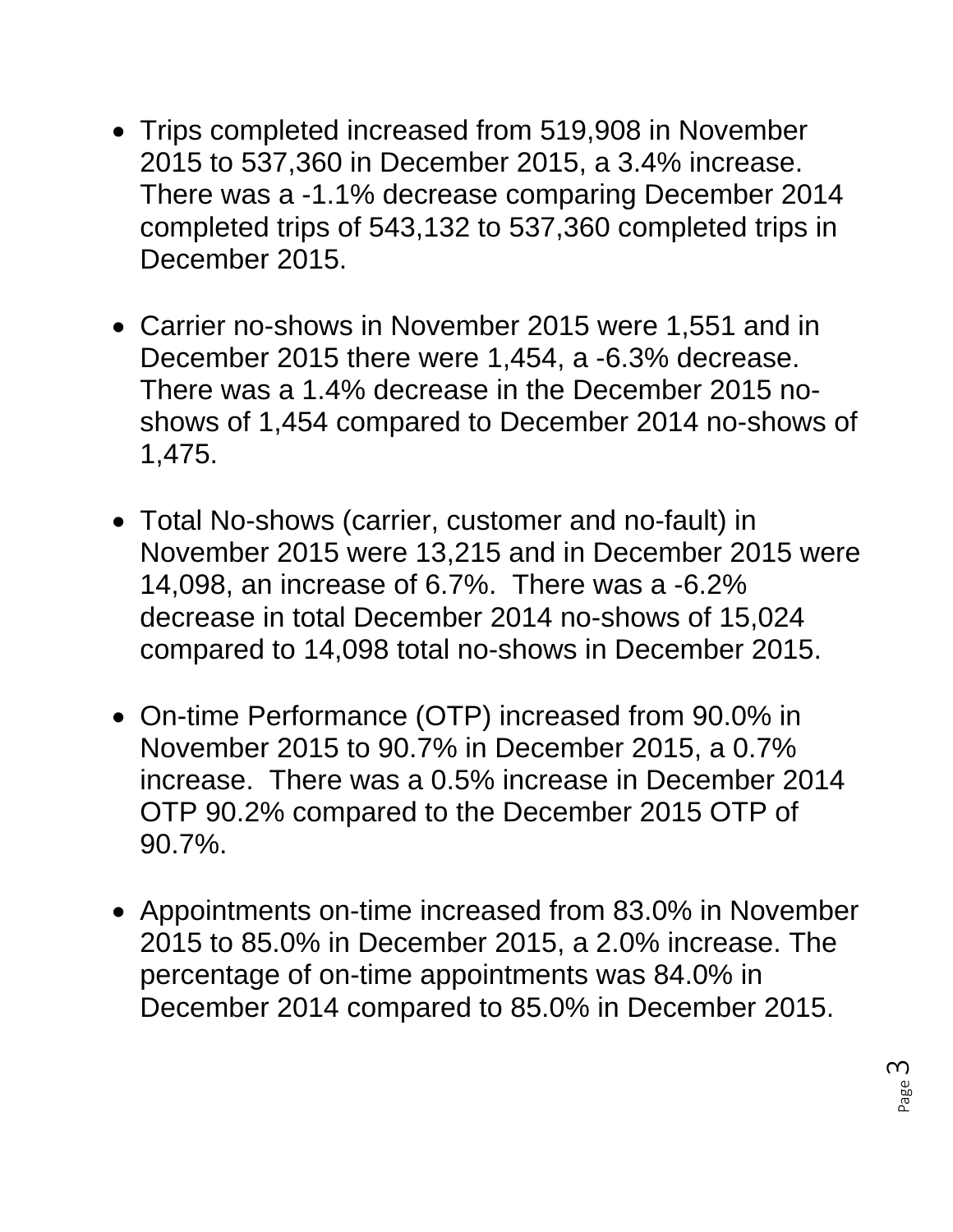- Trips completed increased from 519,908 in November 2015 to 537,360 in December 2015, a 3.4% increase. There was a -1.1% decrease comparing December 2014 completed trips of 543,132 to 537,360 completed trips in December 2015.

- Carrier no-shows in November 2015 were 1,551 and in December 2015 there were 1,454, a -6.3% decrease. There was a 1.4% decrease in the December 2015 no-shows of 1,454 compared to December 2014 no-shows of 1,475.

- Total No-shows (carrier, customer and no-fault) in November 2015 were 13,215 and in December 2015 were 14,098, an increase of 6.7%. There was a -6.2% decrease in total December 2014 no-shows of 15,024 compared to 14,098 total no-shows in December 2015.

- On-time Performance (OTP) increased from 90.0% in November 2015 to 90.7% in December 2015, a 0.7% increase. There was a 0.5% increase in December 2014 OTP 90.2% compared to the December 2015 OTP of 90.7%.

- Appointments on-time increased from 83.0% in November 2015 to 85.0% in December 2015, a 2.0% increase. The percentage of on-time appointments was 84.0% in December 2014 compared to 85.0% in December 2015.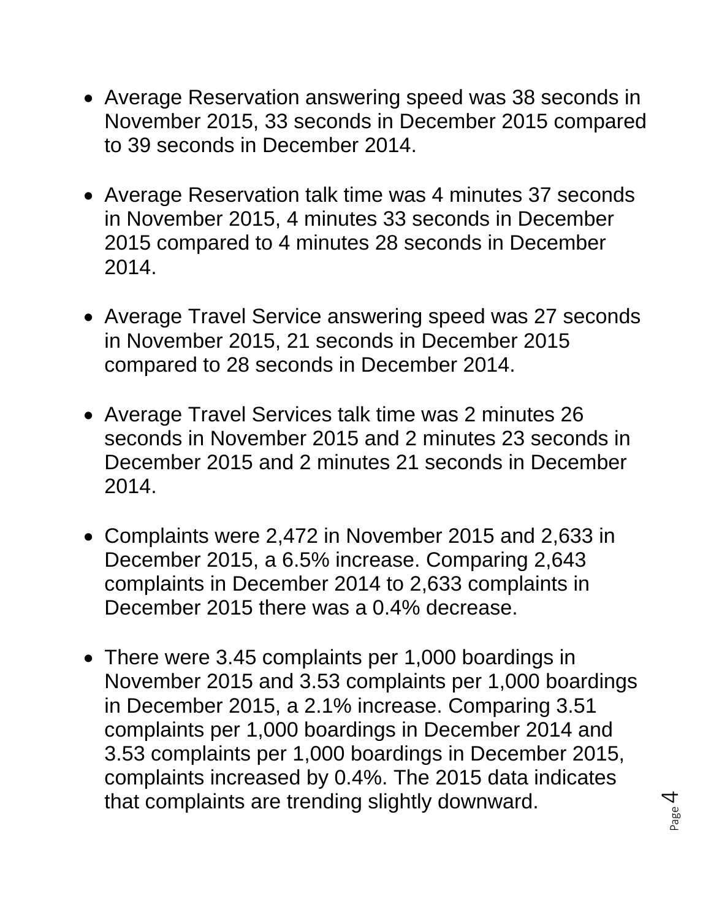- Average Reservation answering speed was 38 seconds in November 2015, 33 seconds in December 2015 compared to 39 seconds in December 2014.

- Average Reservation talk time was 4 minutes 37 seconds in November 2015, 4 minutes 33 seconds in December 2015 compared to 4 minutes 28 seconds in December 2014.

- Average Travel Service answering speed was 27 seconds in November 2015, 21 seconds in December 2015 compared to 28 seconds in December 2014.

- Average Travel Services talk time was 2 minutes 26 seconds in November 2015 and 2 minutes 23 seconds in December 2015 and 2 minutes 21 seconds in December 2014.

- Complaints were 2,472 in November 2015 and 2,633 in December 2015, a 6.5% increase. Comparing 2,643 complaints in December 2014 to 2,633 complaints in December 2015 there was a 0.4% decrease.

- There were 3.45 complaints per 1,000 boardings in November 2015 and 3.53 complaints per 1,000 boardings in December 2015, a 2.1% increase. Comparing 3.51 complaints per 1,000 boardings in December 2014 and 3.53 complaints per 1,000 boardings in December 2015, complaints increased by 0.4%. The 2015 data indicates that complaints are trending slightly downward.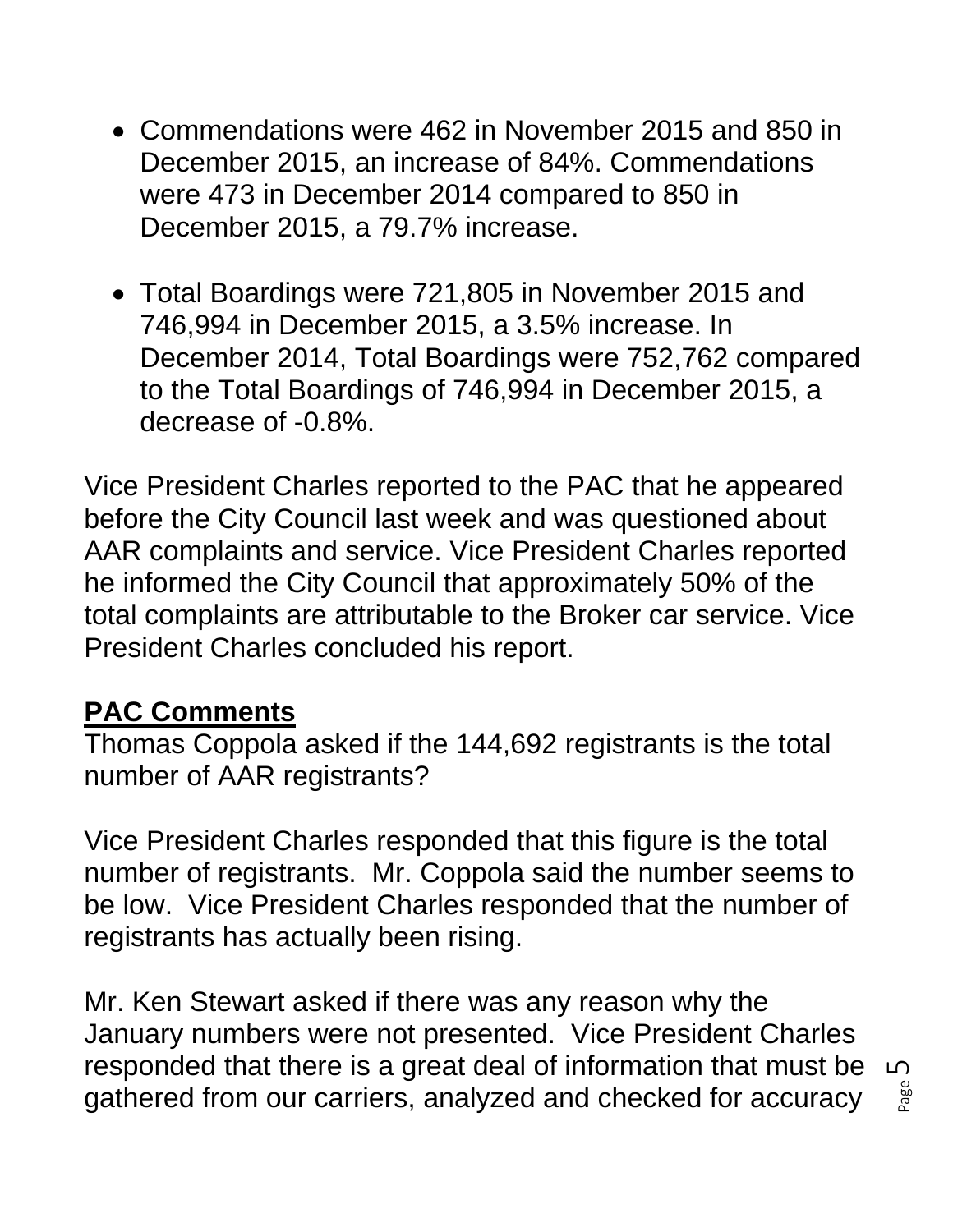- Commendations were 462 in November 2015 and 850 in December 2015, an increase of 84%. Commendations were 473 in December 2014 compared to 850 in December 2015, a 79.7% increase.

- Total Boardings were 721,805 in November 2015 and 746,994 in December 2015, a 3.5% increase. In December 2014, Total Boardings were 752,762 compared to the Total Boardings of 746,994 in December 2015, a decrease of -0.8%.

Vice President Charles reported to the PAC that he appeared before the City Council last week and was questioned about AAR complaints and service. Vice President Charles reported he informed the City Council that approximately 50% of the total complaints are attributable to the Broker car service. Vice President Charles concluded his report.

## PAC Comments

Thomas Coppola asked if the 144,692 registrants is the total number of AAR registrants?

Vice President Charles responded that this figure is the total number of registrants. Mr. Coppola said the number seems to be low. Vice President Charles responded that the number of registrants has actually been rising.

Mr. Ken Stewart asked if there was any reason why the January numbers were not presented. Vice President Charles responded that there is a great deal of information that must be gathered from our carriers, analyzed and checked for accuracy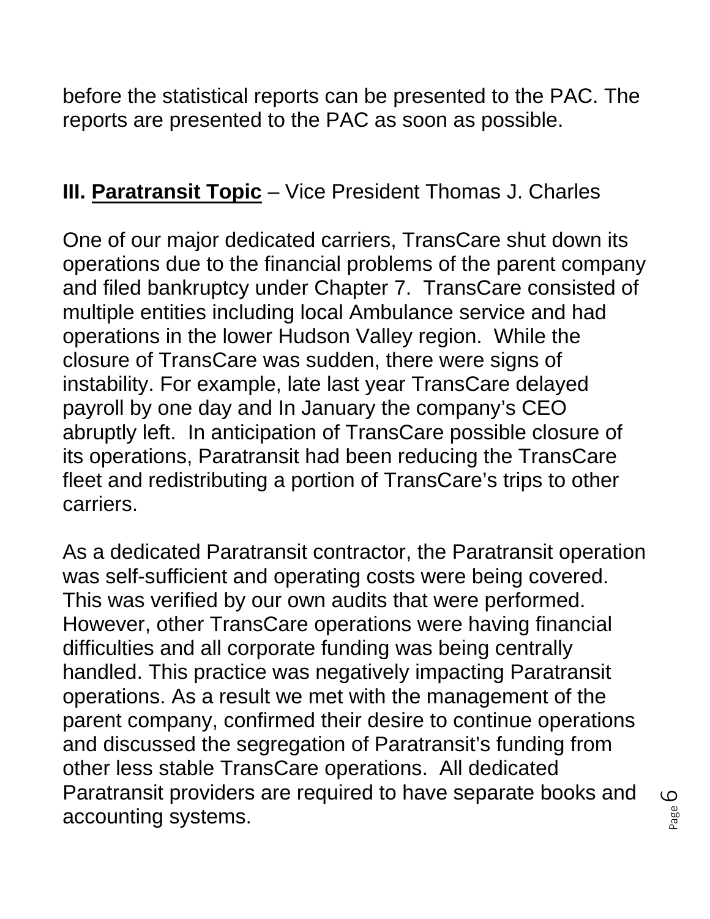before the statistical reports can be presented to the PAC. The reports are presented to the PAC as soon as possible.

## III. <u>Paratransit Topic</u> – Vice President Thomas J. Charles

One of our major dedicated carriers, TransCare shut down its operations due to the financial problems of the parent company and filed bankruptcy under Chapter 7. TransCare consisted of multiple entities including local Ambulance service and had operations in the lower Hudson Valley region. While the closure of TransCare was sudden, there were signs of instability. For example, late last year TransCare delayed payroll by one day and In January the company's CEO abruptly left. In anticipation of TransCare possible closure of its operations, Paratransit had been reducing the TransCare fleet and redistributing a portion of TransCare's trips to other carriers.

As a dedicated Paratransit contractor, the Paratransit operation was self-sufficient and operating costs were being covered. This was verified by our own audits that were performed. However, other TransCare operations were having financial difficulties and all corporate funding was being centrally handled. This practice was negatively impacting Paratransit operations. As a result we met with the management of the parent company, confirmed their desire to continue operations and discussed the segregation of Paratransit's funding from other less stable TransCare operations. All dedicated Paratransit providers are required to have separate books and accounting systems.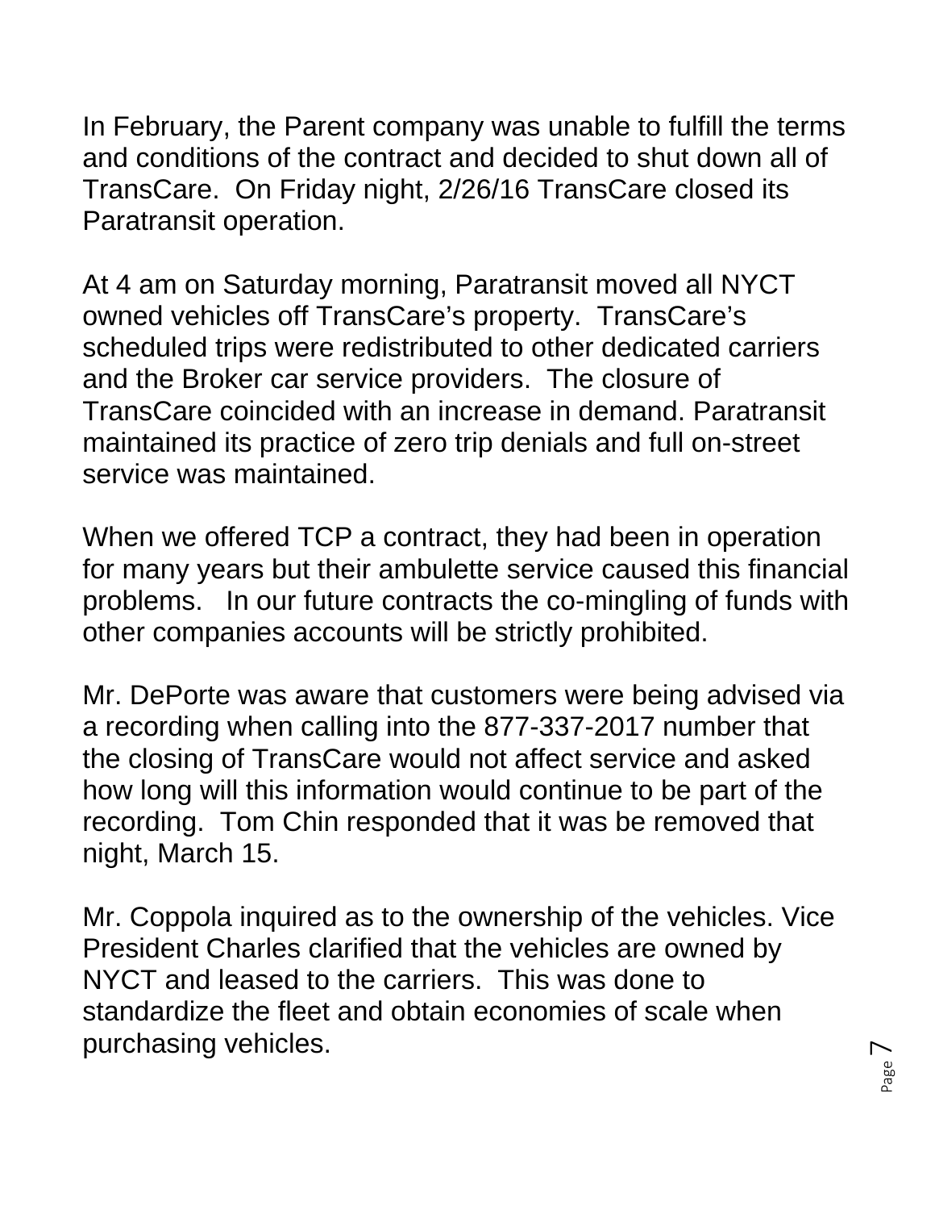In February, the Parent company was unable to fulfill the terms and conditions of the contract and decided to shut down all of TransCare. On Friday night, 2/26/16 TransCare closed its Paratransit operation.

At 4 am on Saturday morning, Paratransit moved all NYCT owned vehicles off TransCare's property. TransCare's scheduled trips were redistributed to other dedicated carriers and the Broker car service providers. The closure of TransCare coincided with an increase in demand. Paratransit maintained its practice of zero trip denials and full on-street service was maintained.

When we offered TCP a contract, they had been in operation for many years but their ambulette service caused this financial problems. In our future contracts the co-mingling of funds with other companies accounts will be strictly prohibited.

Mr. DePorte was aware that customers were being advised via a recording when calling into the 877-337-2017 number that the closing of TransCare would not affect service and asked how long will this information would continue to be part of the recording. Tom Chin responded that it was be removed that night, March 15.

Mr. Coppola inquired as to the ownership of the vehicles. Vice President Charles clarified that the vehicles are owned by NYCT and leased to the carriers. This was done to standardize the fleet and obtain economies of scale when purchasing vehicles.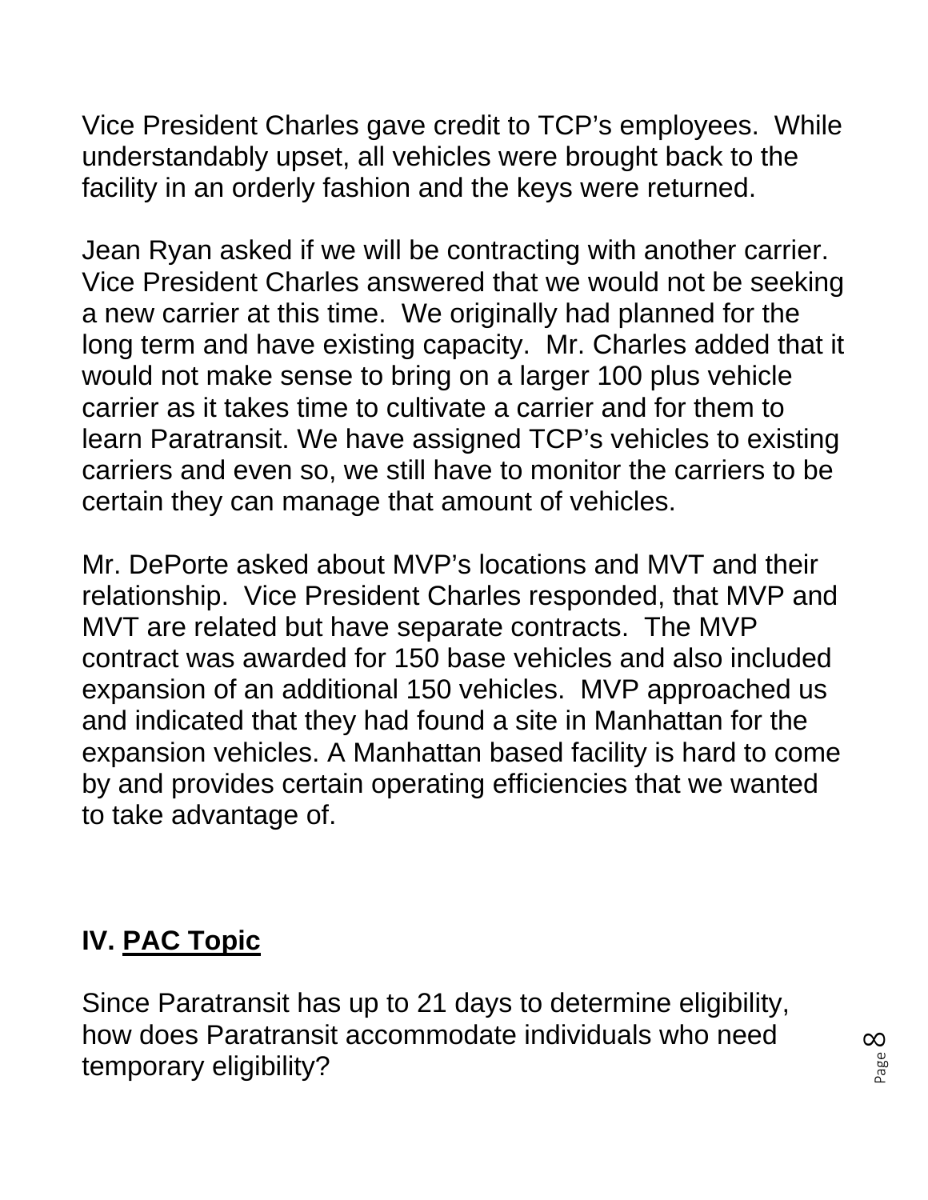Vice President Charles gave credit to TCP's employees. While understandably upset, all vehicles were brought back to the facility in an orderly fashion and the keys were returned.

Jean Ryan asked if we will be contracting with another carrier. Vice President Charles answered that we would not be seeking a new carrier at this time. We originally had planned for the long term and have existing capacity. Mr. Charles added that it would not make sense to bring on a larger 100 plus vehicle carrier as it takes time to cultivate a carrier and for them to learn Paratransit. We have assigned TCP's vehicles to existing carriers and even so, we still have to monitor the carriers to be certain they can manage that amount of vehicles.

Mr. DePorte asked about MVP's locations and MVT and their relationship. Vice President Charles responded, that MVP and MVT are related but have separate contracts. The MVP contract was awarded for 150 base vehicles and also included expansion of an additional 150 vehicles. MVP approached us and indicated that they had found a site in Manhattan for the expansion vehicles. A Manhattan based facility is hard to come by and provides certain operating efficiencies that we wanted to take advantage of.

## IV. <u>PAC Topic</u>

Since Paratransit has up to 21 days to determine eligibility, how does Paratransit accommodate individuals who need temporary eligibility?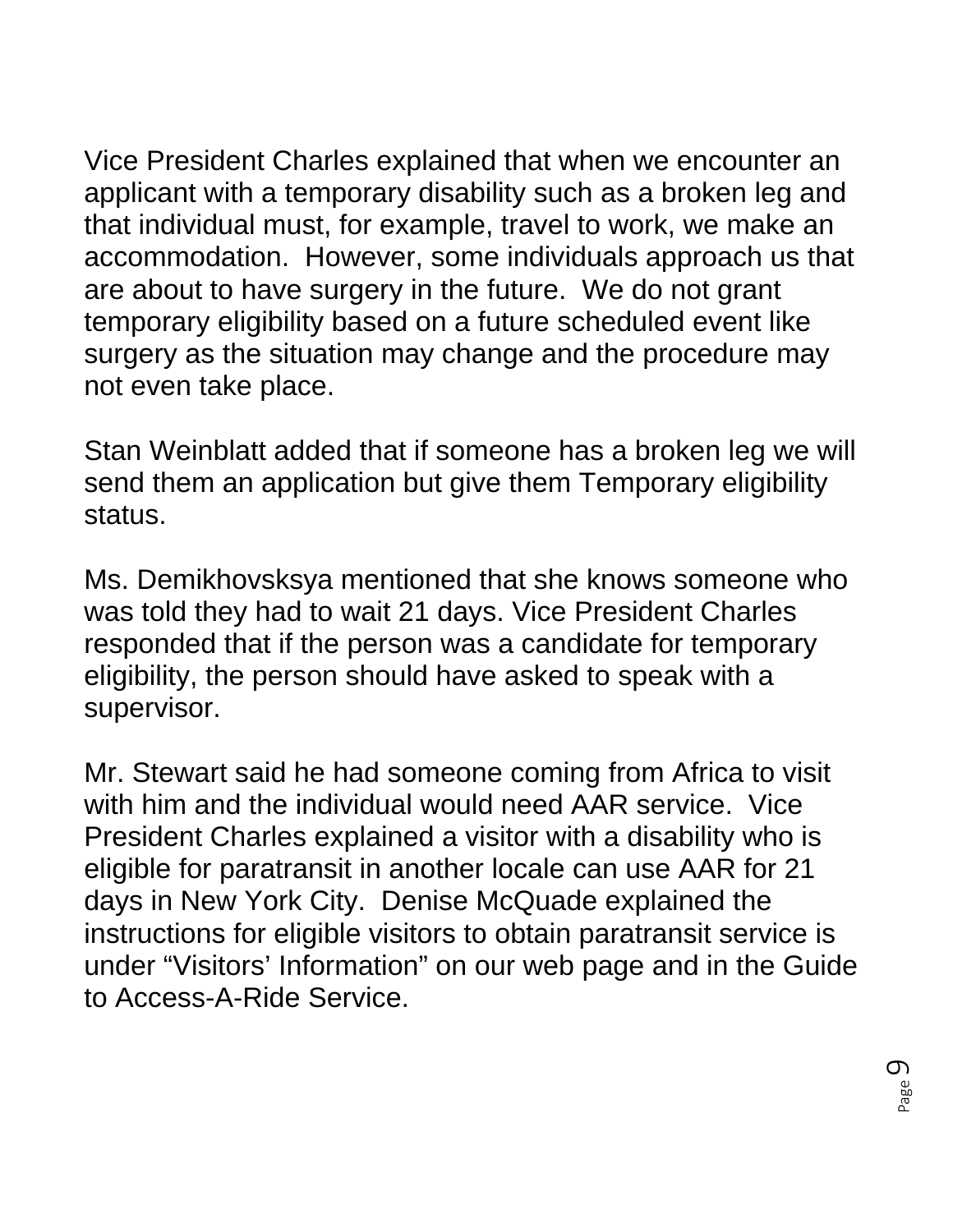Vice President Charles explained that when we encounter an applicant with a temporary disability such as a broken leg and that individual must, for example, travel to work, we make an accommodation.  However, some individuals approach us that are about to have surgery in the future.  We do not grant temporary eligibility based on a future scheduled event like surgery as the situation may change and the procedure may not even take place.

Stan Weinblatt added that if someone has a broken leg we will send them an application but give them Temporary eligibility status.

Ms. Demikhovsksya mentioned that she knows someone who was told they had to wait 21 days. Vice President Charles responded that if the person was a candidate for temporary eligibility, the person should have asked to speak with a supervisor.

Mr. Stewart said he had someone coming from Africa to visit with him and the individual would need AAR service.  Vice President Charles explained a visitor with a disability who is eligible for paratransit in another locale can use AAR for 21 days in New York City.  Denise McQuade explained the instructions for eligible visitors to obtain paratransit service is under "Visitors' Information" on our web page and in the Guide to Access-A-Ride Service.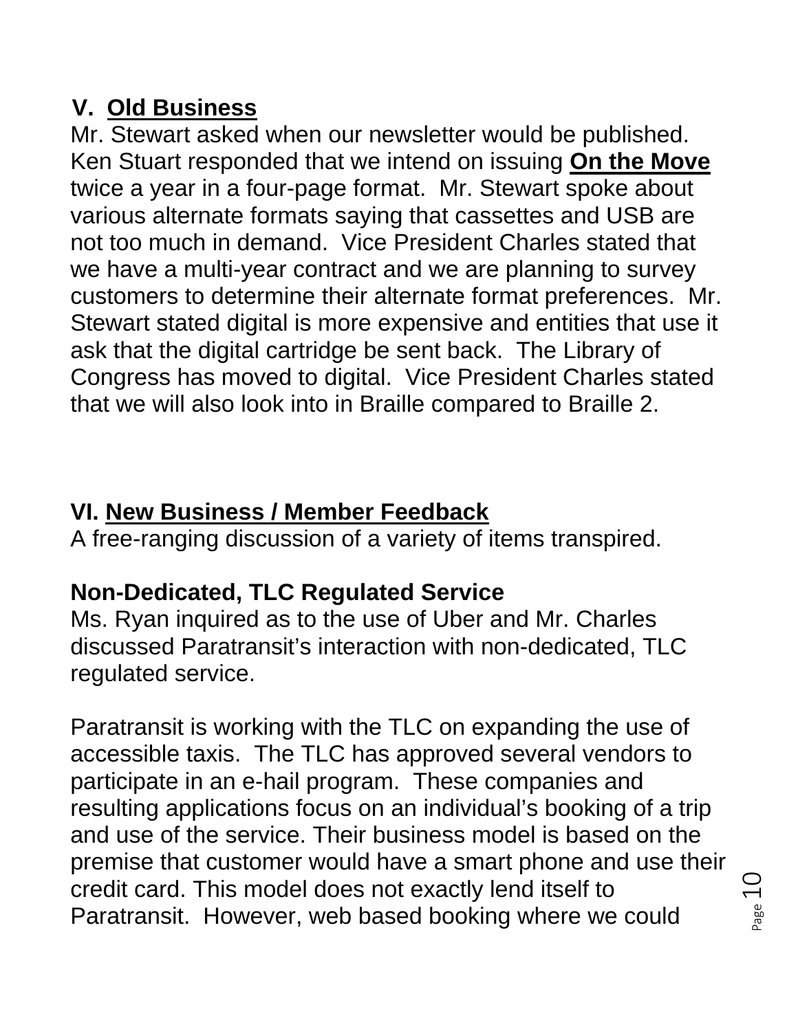## V. Old Business

Mr. Stewart asked when our newsletter would be published. Ken Stuart responded that we intend on issuing **On the Move** twice a year in a four-page format. Mr. Stewart spoke about various alternate formats saying that cassettes and USB are not too much in demand. Vice President Charles stated that we have a multi-year contract and we are planning to survey customers to determine their alternate format preferences. Mr. Stewart stated digital is more expensive and entities that use it ask that the digital cartridge be sent back. The Library of Congress has moved to digital. Vice President Charles stated that we will also look into in Braille compared to Braille 2.

## VI. New Business / Member Feedback

A free-ranging discussion of a variety of items transpired.

### Non-Dedicated, TLC Regulated Service

Ms. Ryan inquired as to the use of Uber and Mr. Charles discussed Paratransit's interaction with non-dedicated, TLC regulated service.

Paratransit is working with the TLC on expanding the use of accessible taxis. The TLC has approved several vendors to participate in an e-hail program. These companies and resulting applications focus on an individual's booking of a trip and use of the service. Their business model is based on the premise that customer would have a smart phone and use their credit card. This model does not exactly lend itself to Paratransit. However, web based booking where we could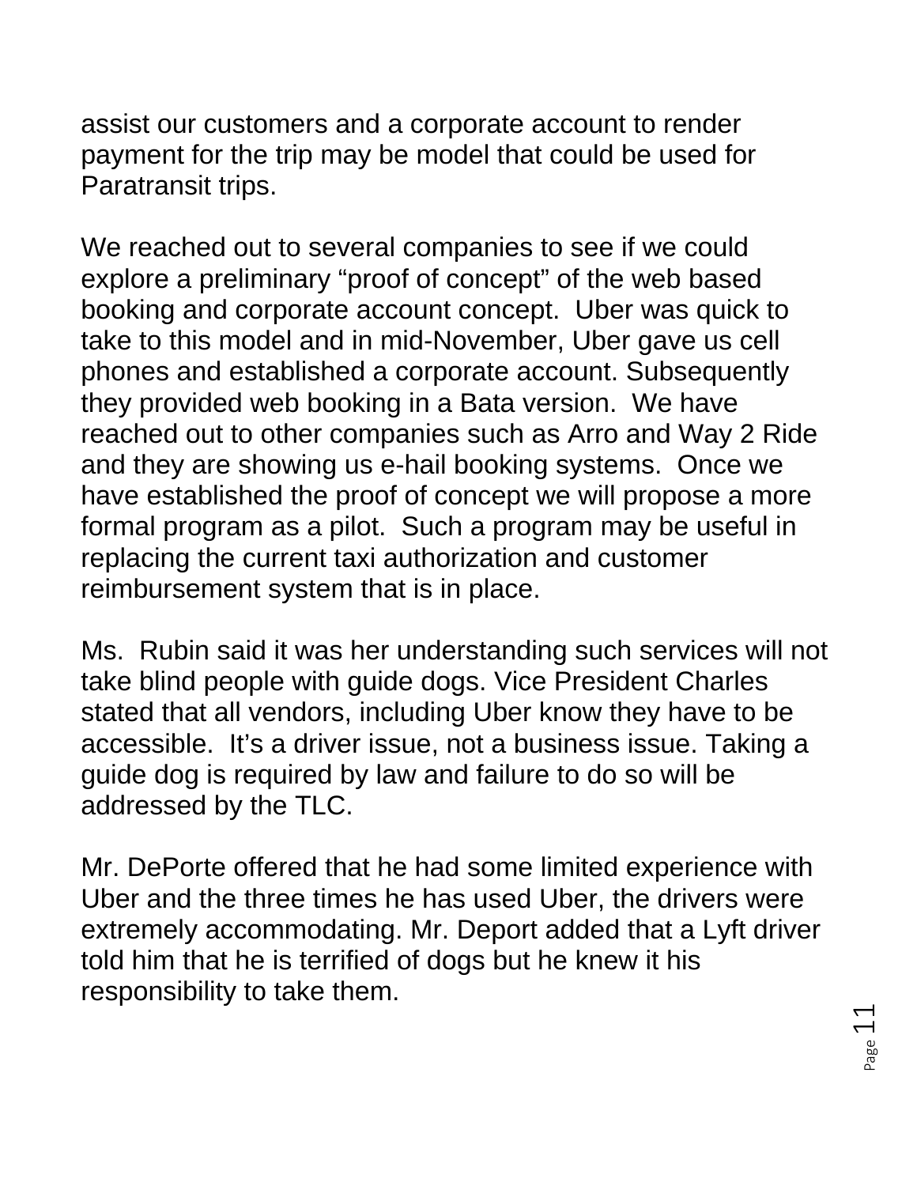assist our customers and a corporate account to render payment for the trip may be model that could be used for Paratransit trips.

We reached out to several companies to see if we could explore a preliminary “proof of concept” of the web based booking and corporate account concept. Uber was quick to take to this model and in mid-November, Uber gave us cell phones and established a corporate account. Subsequently they provided web booking in a Bata version. We have reached out to other companies such as Arro and Way 2 Ride and they are showing us e-hail booking systems. Once we have established the proof of concept we will propose a more formal program as a pilot. Such a program may be useful in replacing the current taxi authorization and customer reimbursement system that is in place.

Ms. Rubin said it was her understanding such services will not take blind people with guide dogs. Vice President Charles stated that all vendors, including Uber know they have to be accessible. It’s a driver issue, not a business issue. Taking a guide dog is required by law and failure to do so will be addressed by the TLC.

Mr. DePorte offered that he had some limited experience with Uber and the three times he has used Uber, the drivers were extremely accommodating. Mr. Deport added that a Lyft driver told him that he is terrified of dogs but he knew it his responsibility to take them.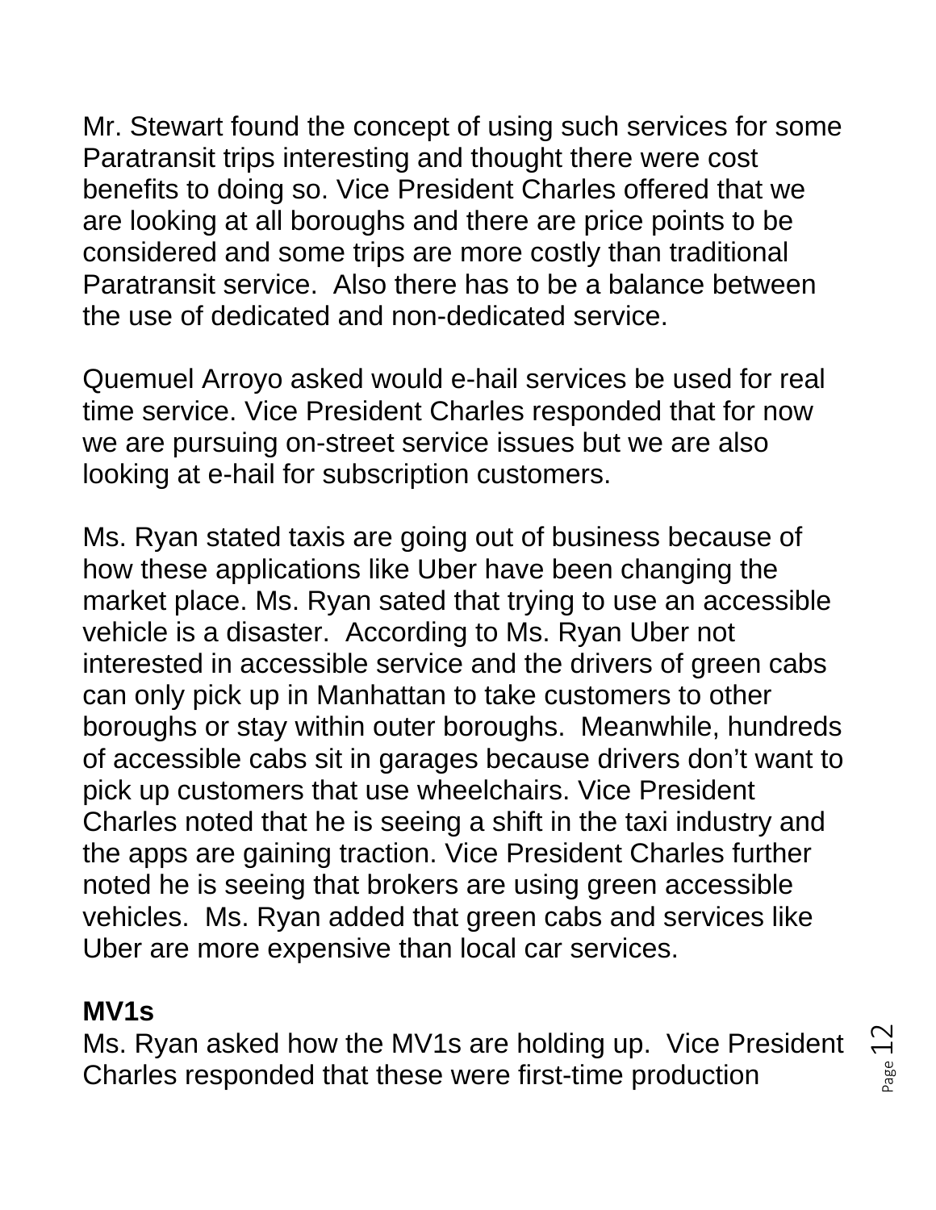Mr. Stewart found the concept of using such services for some Paratransit trips interesting and thought there were cost benefits to doing so. Vice President Charles offered that we are looking at all boroughs and there are price points to be considered and some trips are more costly than traditional Paratransit service.  Also there has to be a balance between the use of dedicated and non-dedicated service.

Quemuel Arroyo asked would e-hail services be used for real time service. Vice President Charles responded that for now we are pursuing on-street service issues but we are also looking at e-hail for subscription customers.

Ms. Ryan stated taxis are going out of business because of how these applications like Uber have been changing the market place. Ms. Ryan sated that trying to use an accessible vehicle is a disaster.  According to Ms. Ryan Uber not interested in accessible service and the drivers of green cabs can only pick up in Manhattan to take customers to other boroughs or stay within outer boroughs.  Meanwhile, hundreds of accessible cabs sit in garages because drivers don't want to pick up customers that use wheelchairs. Vice President Charles noted that he is seeing a shift in the taxi industry and the apps are gaining traction. Vice President Charles further noted he is seeing that brokers are using green accessible vehicles.  Ms. Ryan added that green cabs and services like Uber are more expensive than local car services.

**MV1s**

Ms. Ryan asked how the MV1s are holding up.  Vice President Charles responded that these were first-time production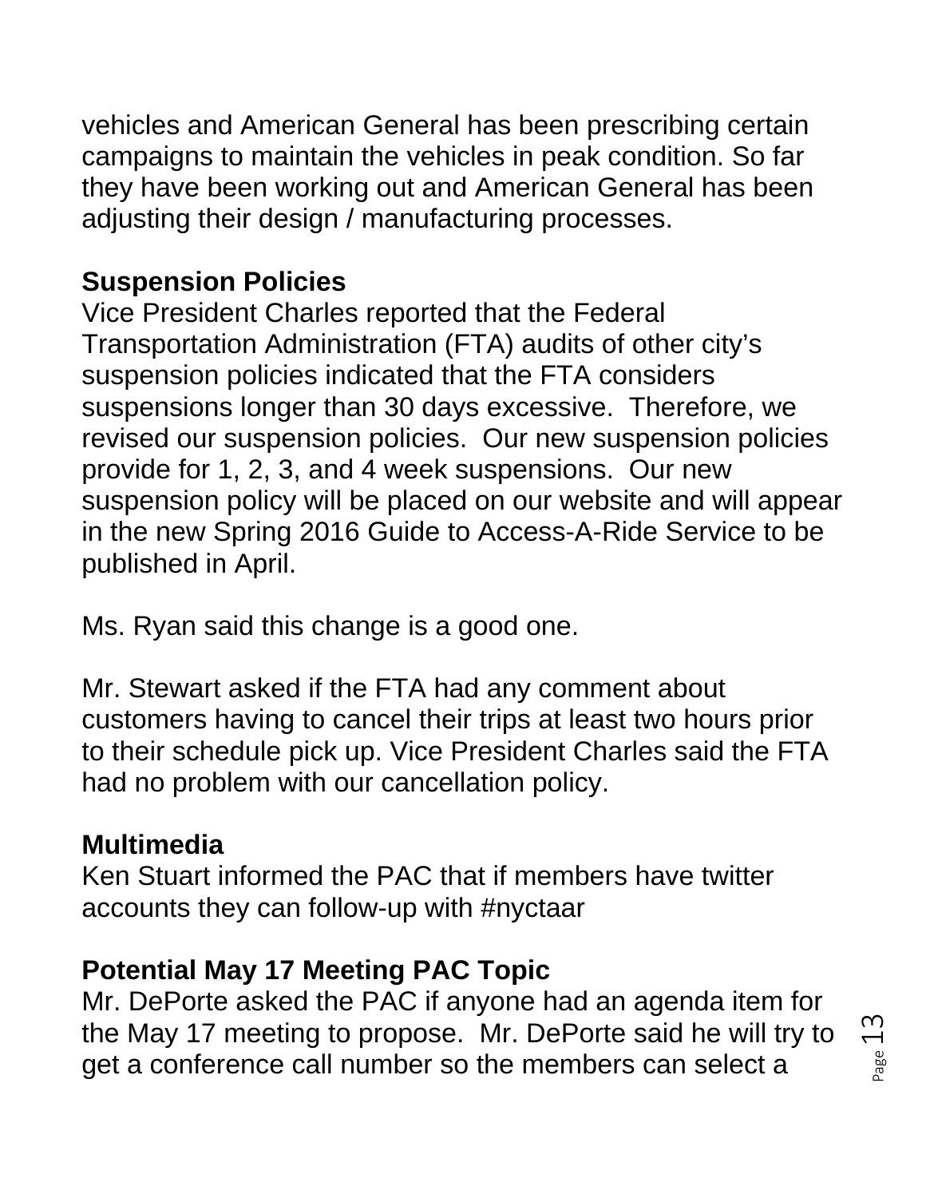vehicles and American General has been prescribing certain campaigns to maintain the vehicles in peak condition. So far they have been working out and American General has been adjusting their design / manufacturing processes.

**Suspension Policies**

Vice President Charles reported that the Federal Transportation Administration (FTA) audits of other city's suspension policies indicated that the FTA considers suspensions longer than 30 days excessive. Therefore, we revised our suspension policies. Our new suspension policies provide for 1, 2, 3, and 4 week suspensions. Our new suspension policy will be placed on our website and will appear in the new Spring 2016 Guide to Access-A-Ride Service to be published in April.

Ms. Ryan said this change is a good one.

Mr. Stewart asked if the FTA had any comment about customers having to cancel their trips at least two hours prior to their schedule pick up. Vice President Charles said the FTA had no problem with our cancellation policy.

**Multimedia**

Ken Stuart informed the PAC that if members have twitter accounts they can follow-up with #nyctaar

**Potential May 17 Meeting PAC Topic**

Mr. DePorte asked the PAC if anyone had an agenda item for the May 17 meeting to propose. Mr. DePorte said he will try to get a conference call number so the members can select a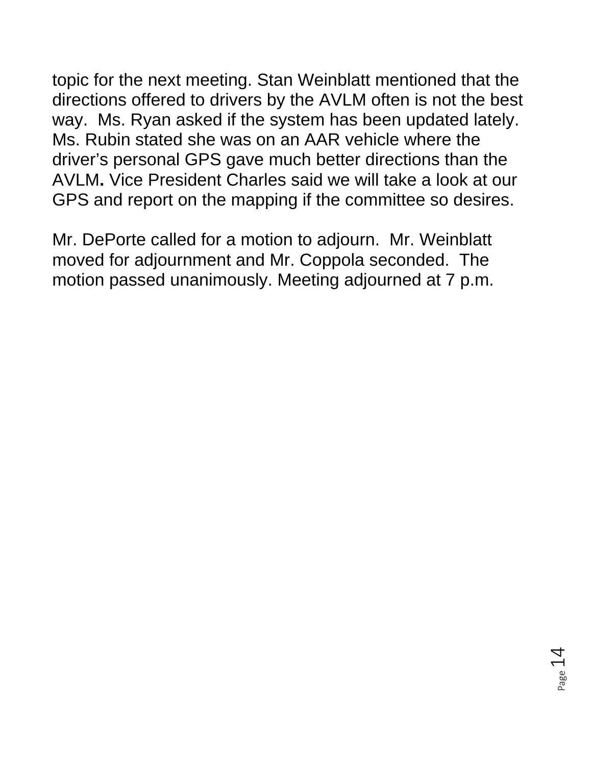topic for the next meeting. Stan Weinblatt mentioned that the directions offered to drivers by the AVLM often is not the best way. Ms. Ryan asked if the system has been updated lately. Ms. Rubin stated she was on an AAR vehicle where the driver's personal GPS gave much better directions than the AVLM**.** Vice President Charles said we will take a look at our GPS and report on the mapping if the committee so desires.

Mr. DePorte called for a motion to adjourn. Mr. Weinblatt moved for adjournment and Mr. Coppola seconded. The motion passed unanimously. Meeting adjourned at 7 p.m.